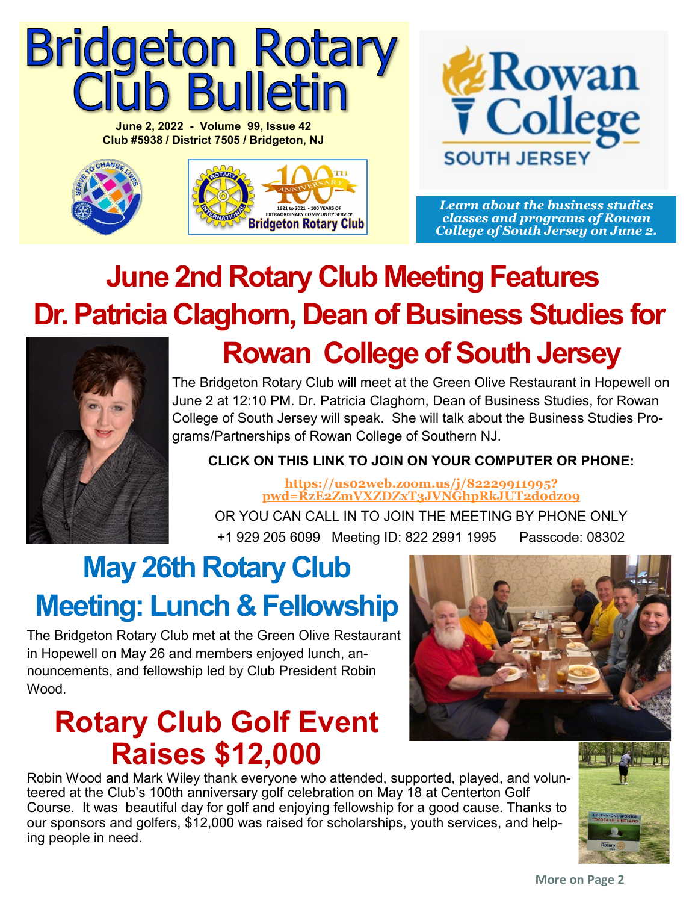# Bridgeton Rotary Club Bulletin

**June 2, 2022 - Volume 99, Issue 42**
**Club #5938 / District 7505 / Bridgeton, NJ**

*Learn about the business studies classes and programs of Rowan College of South Jersey on June 2.*

## June 2nd Rotary Club Meeting Features Dr. Patricia Claghorn, Dean of Business Studies for Rowan College of South Jersey

The Bridgeton Rotary Club will meet at the Green Olive Restaurant in Hopewell on June 2 at 12:10 PM. Dr. Patricia Claghorn, Dean of Business Studies, for Rowan College of South Jersey will speak. She will talk about the Business Studies Programs/Partnerships of Rowan College of Southern NJ.

**CLICK ON THIS LINK TO JOIN ON YOUR COMPUTER OR PHONE:**

https://us02web.zoom.us/j/82229911995?pwd=RzE2ZmVXZDZxT3JVNGhpRkJUT2d0dz09

OR YOU CAN CALL IN TO JOIN THE MEETING BY PHONE ONLY

+1 929 205 6099 Meeting ID: 822 2991 1995 Passcode: 08302

## May 26th Rotary Club Meeting: Lunch & Fellowship

The Bridgeton Rotary Club met at the Green Olive Restaurant in Hopewell on May 26 and members enjoyed lunch, announcements, and fellowship led by Club President Robin Wood.

## Rotary Club Golf Event Raises $12,000

Robin Wood and Mark Wiley thank everyone who attended, supported, played, and volunteered at the Club's 100th anniversary golf celebration on May 18 at Centerton Golf Course. It was beautiful day for golf and enjoying fellowship for a good cause. Thanks to our sponsors and golfers, $12,000 was raised for scholarships, youth services, and helping people in need.

**More on Page 2**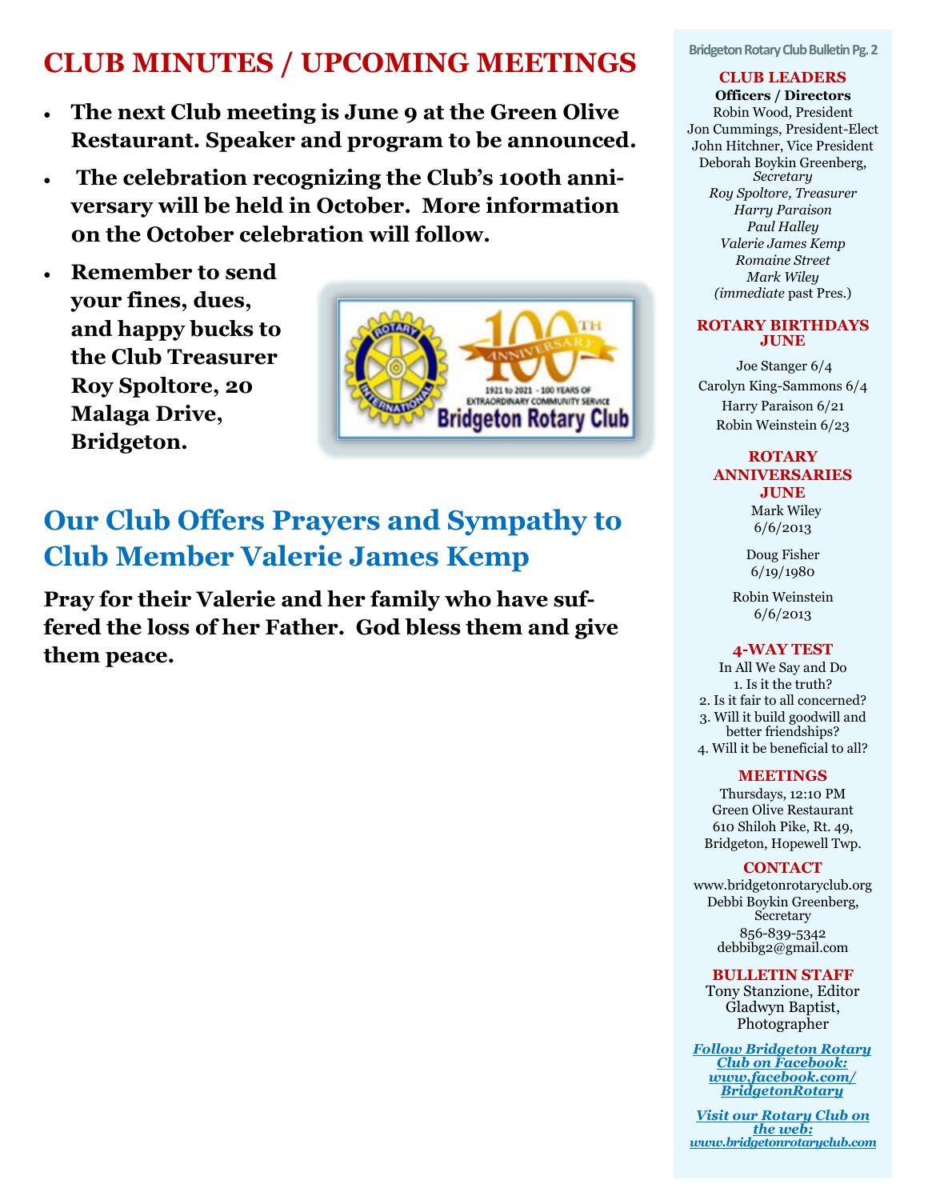# CLUB MINUTES / UPCOMING MEETINGS

- **The next Club meeting is June 9 at the Green Olive Restaurant. Speaker and program to be announced.**
- **The celebration recognizing the Club's 100th anniversary will be held in October. More information on the October celebration will follow.**
- **Remember to send your fines, dues, and happy bucks to the Club Treasurer Roy Spoltore, 20 Malaga Drive, Bridgeton.**

## Our Club Offers Prayers and Sympathy to Club Member Valerie James Kemp

**Pray for their Valerie and her family who have suffered the loss of her Father. God bless them and give them peace.**

### CLUB LEADERS

**Officers / Directors**

Robin Wood, President
Jon Cummings, President-Elect
John Hitchner, Vice President
Deborah Boykin Greenberg, *Secretary*
*Roy Spoltore, Treasurer*
*Harry Paraison*
*Paul Halley*
*Valerie James Kemp*
*Romaine Street*
*Mark Wiley*
(*immediate* past Pres.)

### ROTARY BIRTHDAYS JUNE

Joe Stanger 6/4
Carolyn King-Sammons 6/4
Harry Paraison 6/21
Robin Weinstein 6/23

### ROTARY ANNIVERSARIES JUNE

Mark Wiley 6/6/2013

Doug Fisher 6/19/1980

Robin Weinstein 6/6/2013

### 4-WAY TEST

In All We Say and Do
1. Is it the truth?
2. Is it fair to all concerned?
3. Will it build goodwill and better friendships?
4. Will it be beneficial to all?

### MEETINGS

Thursdays, 12:10 PM
Green Olive Restaurant
610 Shiloh Pike, Rt. 49,
Bridgeton, Hopewell Twp.

### CONTACT

www.bridgetonrotaryclub.org
Debbi Boykin Greenberg, Secretary
856-839-5342
debbibg2@gmail.com

### BULLETIN STAFF

Tony Stanzione, Editor
Gladwyn Baptist, Photographer

***Follow Bridgeton Rotary Club on Facebook: www.facebook.com/BridgetonRotary***

***Visit our Rotary Club on the web: www.bridgetonrotaryclub.com***